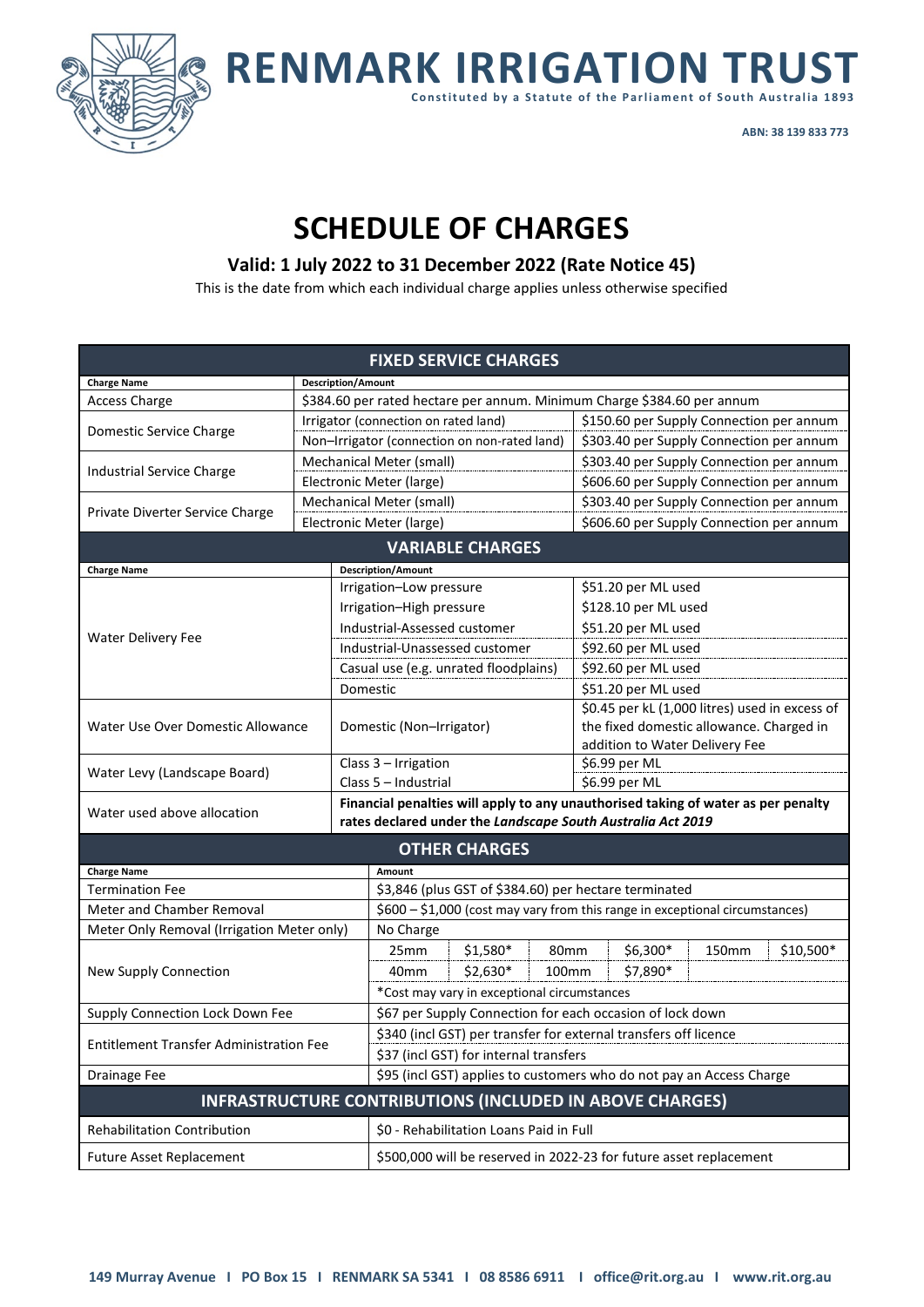# RENMARK IRRIGATION TRUST

Constituted by a Statute of the Parliament of South Australia 1893

ABN: 38 139 833 773

# SCHEDULE OF CHARGES

## Valid: 1 July 2022 to 31 December 2022 (Rate Notice 45)

This is the date from which each individual charge applies unless otherwise specified

| FIXED SERVICE CHARGES | | |
|---|---|---|
| **Charge Name** | **Description/Amount** | |
| Access Charge | $384.60 per rated hectare per annum. Minimum Charge $384.60 per annum | |
| Domestic Service Charge | Irrigator (connection on rated land) | $150.60 per Supply Connection per annum |
| | Non–Irrigator (connection on non-rated land) | $303.40 per Supply Connection per annum |
| Industrial Service Charge | Mechanical Meter (small) | $303.40 per Supply Connection per annum |
| | Electronic Meter (large) | $606.60 per Supply Connection per annum |
| Private Diverter Service Charge | Mechanical Meter (small) | $303.40 per Supply Connection per annum |
| | Electronic Meter (large) | $606.60 per Supply Connection per annum |

| VARIABLE CHARGES | | |
|---|---|---|
| **Charge Name** | **Description/Amount** | |
| Water Delivery Fee | Irrigation–Low pressure | $51.20 per ML used |
| | Irrigation–High pressure | $128.10 per ML used |
| | Industrial-Assessed customer | $51.20 per ML used |
| | Industrial-Unassessed customer | $92.60 per ML used |
| | Casual use (e.g. unrated floodplains) | $92.60 per ML used |
| | Domestic | $51.20 per ML used |
| Water Use Over Domestic Allowance | Domestic (Non–Irrigator) | $0.45 per kL (1,000 litres) used in excess of the fixed domestic allowance. Charged in addition to Water Delivery Fee |
| Water Levy (Landscape Board) | Class 3 – Irrigation | $6.99 per ML |
| | Class 5 – Industrial | $6.99 per ML |
| Water used above allocation | **Financial penalties will apply to any unauthorised taking of water as per penalty rates declared under the *Landscape South Australia Act 2019*** | |

| OTHER CHARGES | | | | | | |
|---|---|---|---|---|---|---|
| **Charge Name** | **Amount** | | | | | |
| Termination Fee | $3,846 (plus GST of $384.60) per hectare terminated | | | | | |
| Meter and Chamber Removal | $600 – $1,000 (cost may vary from this range in exceptional circumstances) | | | | | |
| Meter Only Removal (Irrigation Meter only) | No Charge | | | | | |
| New Supply Connection | 25mm | $1,580* | 80mm | $6,300* | 150mm | $10,500* |
| | 40mm | $2,630* | 100mm | $7,890* | | |
| | *Cost may vary in exceptional circumstances | | | | | |
| Supply Connection Lock Down Fee | $67 per Supply Connection for each occasion of lock down | | | | | |
| Entitlement Transfer Administration Fee | $340 (incl GST) per transfer for external transfers off licence | | | | | |
| | $37 (incl GST) for internal transfers | | | | | |
| Drainage Fee | $95 (incl GST) applies to customers who do not pay an Access Charge | | | | | |

| INFRASTRUCTURE CONTRIBUTIONS (INCLUDED IN ABOVE CHARGES) | |
|---|---|
| Rehabilitation Contribution | $0 - Rehabilitation Loans Paid in Full |
| Future Asset Replacement | $500,000 will be reserved in 2022-23 for future asset replacement |

149 Murray Avenue I PO Box 15 I RENMARK SA 5341 I 08 8586 6911 I office@rit.org.au I www.rit.org.au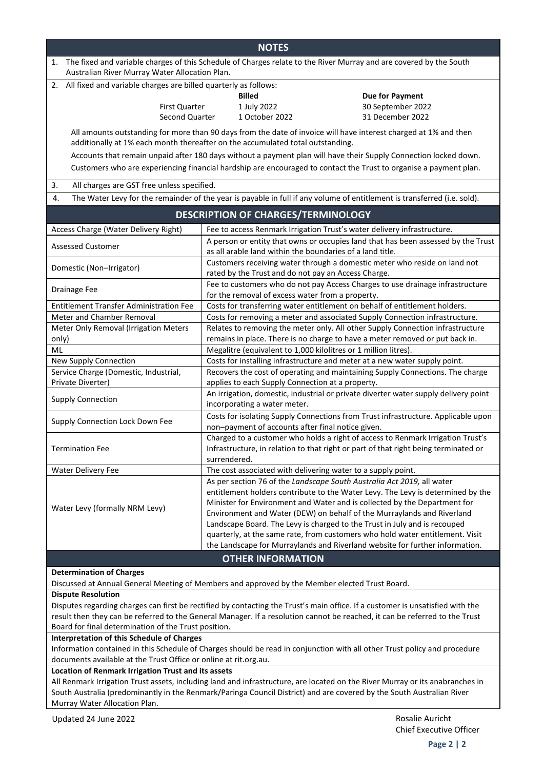## NOTES

1. The fixed and variable charges of this Schedule of Charges relate to the River Murray and are covered by the South Australian River Murray Water Allocation Plan.
2. All fixed and variable charges are billed quarterly as follows:

| | Billed | Due for Payment |
|---|---|---|
| First Quarter | 1 July 2022 | 30 September 2022 |
| Second Quarter | 1 October 2022 | 31 December 2022 |

   All amounts outstanding for more than 90 days from the date of invoice will have interest charged at 1% and then additionally at 1% each month thereafter on the accumulated total outstanding.

   Accounts that remain unpaid after 180 days without a payment plan will have their Supply Connection locked down.

   Customers who are experiencing financial hardship are encouraged to contact the Trust to organise a payment plan.

3. All charges are GST free unless specified.
4. The Water Levy for the remainder of the year is payable in full if any volume of entitlement is transferred (i.e. sold).

## DESCRIPTION OF CHARGES/TERMINOLOGY

| | |
|---|---|
| Access Charge (Water Delivery Right) | Fee to access Renmark Irrigation Trust's water delivery infrastructure. |
| Assessed Customer | A person or entity that owns or occupies land that has been assessed by the Trust as all arable land within the boundaries of a land title. |
| Domestic (Non–Irrigator) | Customers receiving water through a domestic meter who reside on land not rated by the Trust and do not pay an Access Charge. |
| Drainage Fee | Fee to customers who do not pay Access Charges to use drainage infrastructure for the removal of excess water from a property. |
| Entitlement Transfer Administration Fee | Costs for transferring water entitlement on behalf of entitlement holders. |
| Meter and Chamber Removal | Costs for removing a meter and associated Supply Connection infrastructure. |
| Meter Only Removal (Irrigation Meters only) | Relates to removing the meter only. All other Supply Connection infrastructure remains in place. There is no charge to have a meter removed or put back in. |
| ML | Megalitre (equivalent to 1,000 kilolitres or 1 million litres). |
| New Supply Connection | Costs for installing infrastructure and meter at a new water supply point. |
| Service Charge (Domestic, Industrial, Private Diverter) | Recovers the cost of operating and maintaining Supply Connections. The charge applies to each Supply Connection at a property. |
| Supply Connection | An irrigation, domestic, industrial or private diverter water supply delivery point incorporating a water meter. |
| Supply Connection Lock Down Fee | Costs for isolating Supply Connections from Trust infrastructure. Applicable upon non–payment of accounts after final notice given. |
| Termination Fee | Charged to a customer who holds a right of access to Renmark Irrigation Trust's Infrastructure, in relation to that right or part of that right being terminated or surrendered. |
| Water Delivery Fee | The cost associated with delivering water to a supply point. |
| Water Levy (formally NRM Levy) | As per section 76 of the *Landscape South Australia Act 2019,* all water entitlement holders contribute to the Water Levy. The Levy is determined by the Minister for Environment and Water and is collected by the Department for Environment and Water (DEW) on behalf of the Murraylands and Riverland Landscape Board. The Levy is charged to the Trust in July and is recouped quarterly, at the same rate, from customers who hold water entitlement. Visit the Landscape for Murraylands and Riverland website for further information. |

## OTHER INFORMATION

**Determination of Charges**

Discussed at Annual General Meeting of Members and approved by the Member elected Trust Board.

**Dispute Resolution**

Disputes regarding charges can first be rectified by contacting the Trust's main office. If a customer is unsatisfied with the result then they can be referred to the General Manager. If a resolution cannot be reached, it can be referred to the Trust Board for final determination of the Trust position.

**Interpretation of this Schedule of Charges**

Information contained in this Schedule of Charges should be read in conjunction with all other Trust policy and procedure documents available at the Trust Office or online at rit.org.au.

**Location of Renmark Irrigation Trust and its assets**

All Renmark Irrigation Trust assets, including land and infrastructure, are located on the River Murray or its anabranches in South Australia (predominantly in the Renmark/Paringa Council District) and are covered by the South Australian River Murray Water Allocation Plan.

Updated 24 June 2022

Rosalie Auricht
Chief Executive Officer